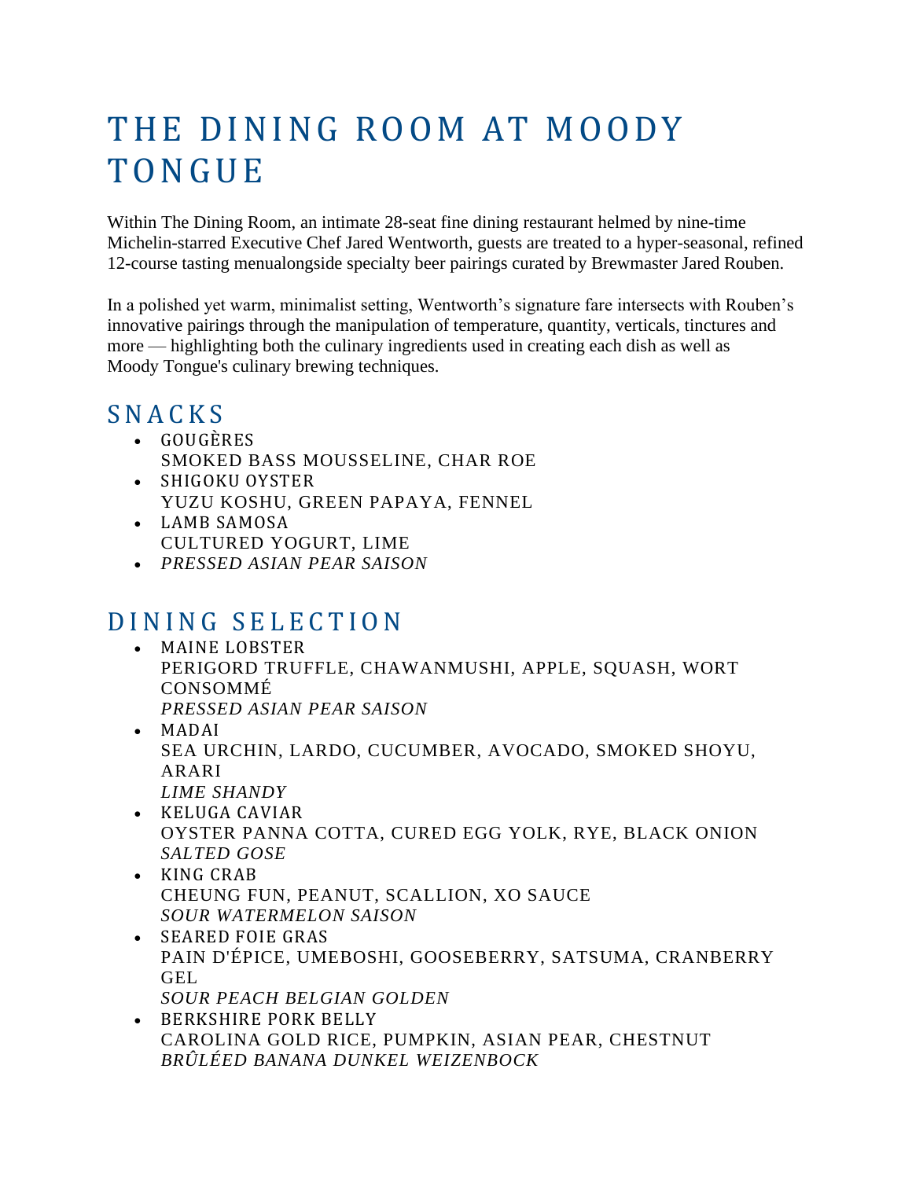# THE DINING ROOM AT MOODY TONGUE

Within The Dining Room, an intimate 28-seat fine dining restaurant helmed by nine-time Michelin-starred Executive Chef Jared Wentworth, guests are treated to a hyper-seasonal, refined 12-course tasting menualongside specialty beer pairings curated by Brewmaster Jared Rouben.

In a polished yet warm, minimalist setting, Wentworth's signature fare intersects with Rouben's innovative pairings through the manipulation of temperature, quantity, verticals, tinctures and more — highlighting both the culinary ingredients used in creating each dish as well as Moody Tongue's culinary brewing techniques.

## SNACKS

- GOUGÈRES
  SMOKED BASS MOUSSELINE, CHAR ROE
- SHIGOKU OYSTER
  YUZU KOSHU, GREEN PAPAYA, FENNEL
- LAMB SAMOSA
  CULTURED YOGURT, LIME
- *PRESSED ASIAN PEAR SAISON*

## DINING SELECTION

- MAINE LOBSTER
  PERIGORD TRUFFLE, CHAWANMUSHI, APPLE, SQUASH, WORT CONSOMMÉ
  *PRESSED ASIAN PEAR SAISON*
- MADAI
  SEA URCHIN, LARDO, CUCUMBER, AVOCADO, SMOKED SHOYU, ARARI
  *LIME SHANDY*
- KELUGA CAVIAR
  OYSTER PANNA COTTA, CURED EGG YOLK, RYE, BLACK ONION
  *SALTED GOSE*
- KING CRAB
  CHEUNG FUN, PEANUT, SCALLION, XO SAUCE
  *SOUR WATERMELON SAISON*
- SEARED FOIE GRAS
  PAIN D'ÉPICE, UMEBOSHI, GOOSEBERRY, SATSUMA, CRANBERRY GEL
  *SOUR PEACH BELGIAN GOLDEN*
- BERKSHIRE PORK BELLY
  CAROLINA GOLD RICE, PUMPKIN, ASIAN PEAR, CHESTNUT
  *BRÛLÉED BANANA DUNKEL WEIZENBOCK*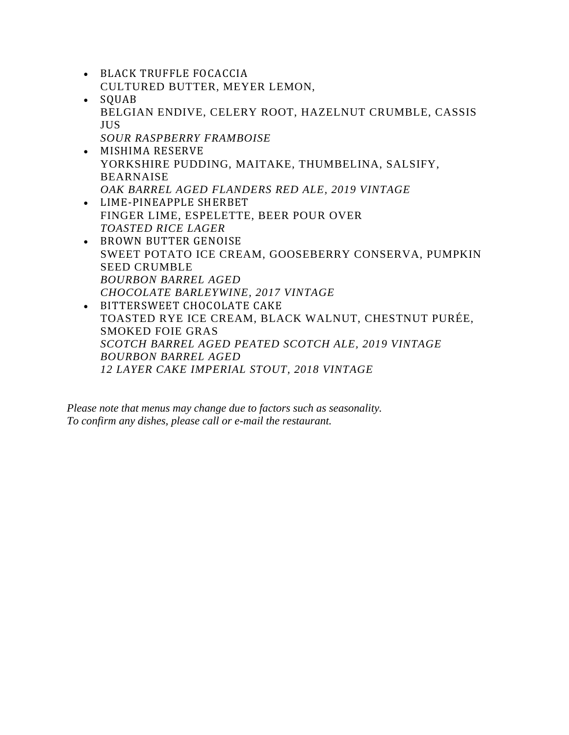- BLACK TRUFFLE FOCACCIA
  CULTURED BUTTER, MEYER LEMON,
- SQUAB
  BELGIAN ENDIVE, CELERY ROOT, HAZELNUT CRUMBLE, CASSIS JUS
  *SOUR RASPBERRY FRAMBOISE*
- MISHIMA RESERVE
  YORKSHIRE PUDDING, MAITAKE, THUMBELINA, SALSIFY, BEARNAISE
  *OAK BARREL AGED FLANDERS RED ALE, 2019 VINTAGE*
- LIME-PINEAPPLE SHERBET
  FINGER LIME, ESPELETTE, BEER POUR OVER
  *TOASTED RICE LAGER*
- BROWN BUTTER GENOISE
  SWEET POTATO ICE CREAM, GOOSEBERRY CONSERVA, PUMPKIN SEED CRUMBLE
  *BOURBON BARREL AGED*
  *CHOCOLATE BARLEYWINE, 2017 VINTAGE*
- BITTERSWEET CHOCOLATE CAKE
  TOASTED RYE ICE CREAM, BLACK WALNUT, CHESTNUT PURÉE, SMOKED FOIE GRAS
  *SCOTCH BARREL AGED PEATED SCOTCH ALE, 2019 VINTAGE*
  *BOURBON BARREL AGED*
  *12 LAYER CAKE IMPERIAL STOUT, 2018 VINTAGE*

*Please note that menus may change due to factors such as seasonality.*
*To confirm any dishes, please call or e-mail the restaurant.*